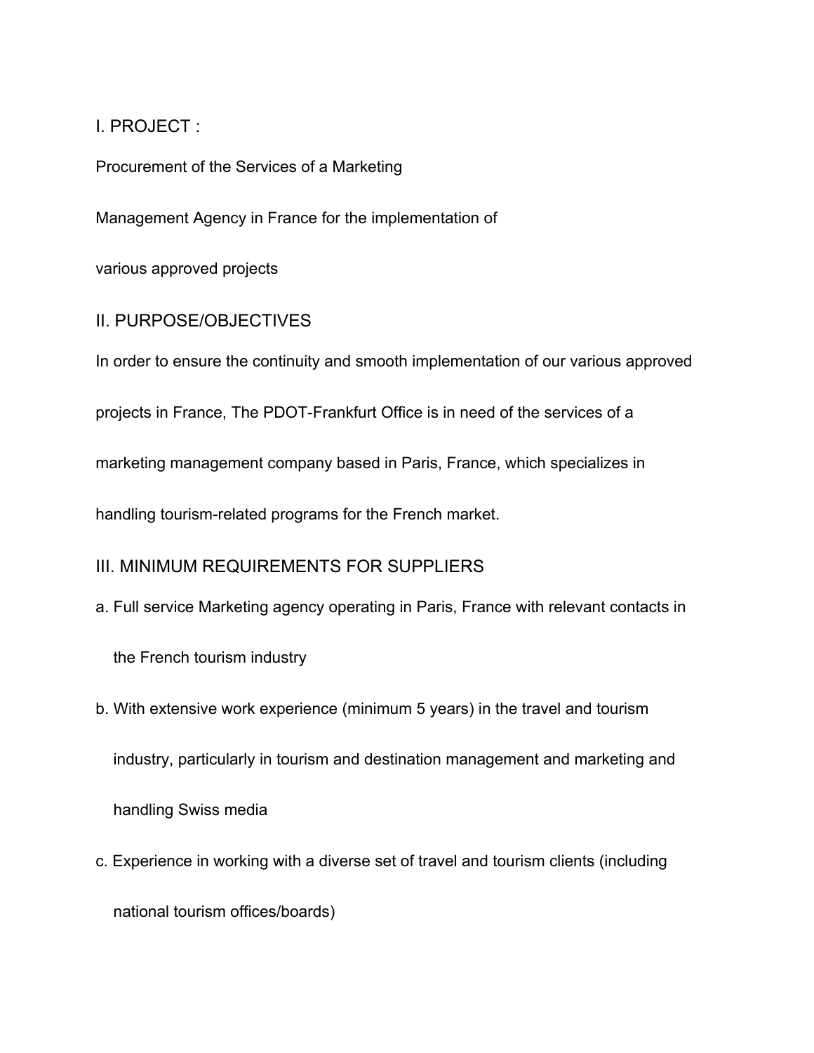## I. PROJECT :

Procurement of the Services of a Marketing Management Agency in France for the implementation of various approved projects

## II. PURPOSE/OBJECTIVES

In order to ensure the continuity and smooth implementation of our various approved projects in France, The PDOT-Frankfurt Office is in need of the services of a marketing management company based in Paris, France, which specializes in handling tourism-related programs for the French market.

## III. MINIMUM REQUIREMENTS FOR SUPPLIERS

a. Full service Marketing agency operating in Paris, France with relevant contacts in the French tourism industry

b. With extensive work experience (minimum 5 years) in the travel and tourism industry, particularly in tourism and destination management and marketing and handling Swiss media

c. Experience in working with a diverse set of travel and tourism clients (including national tourism offices/boards)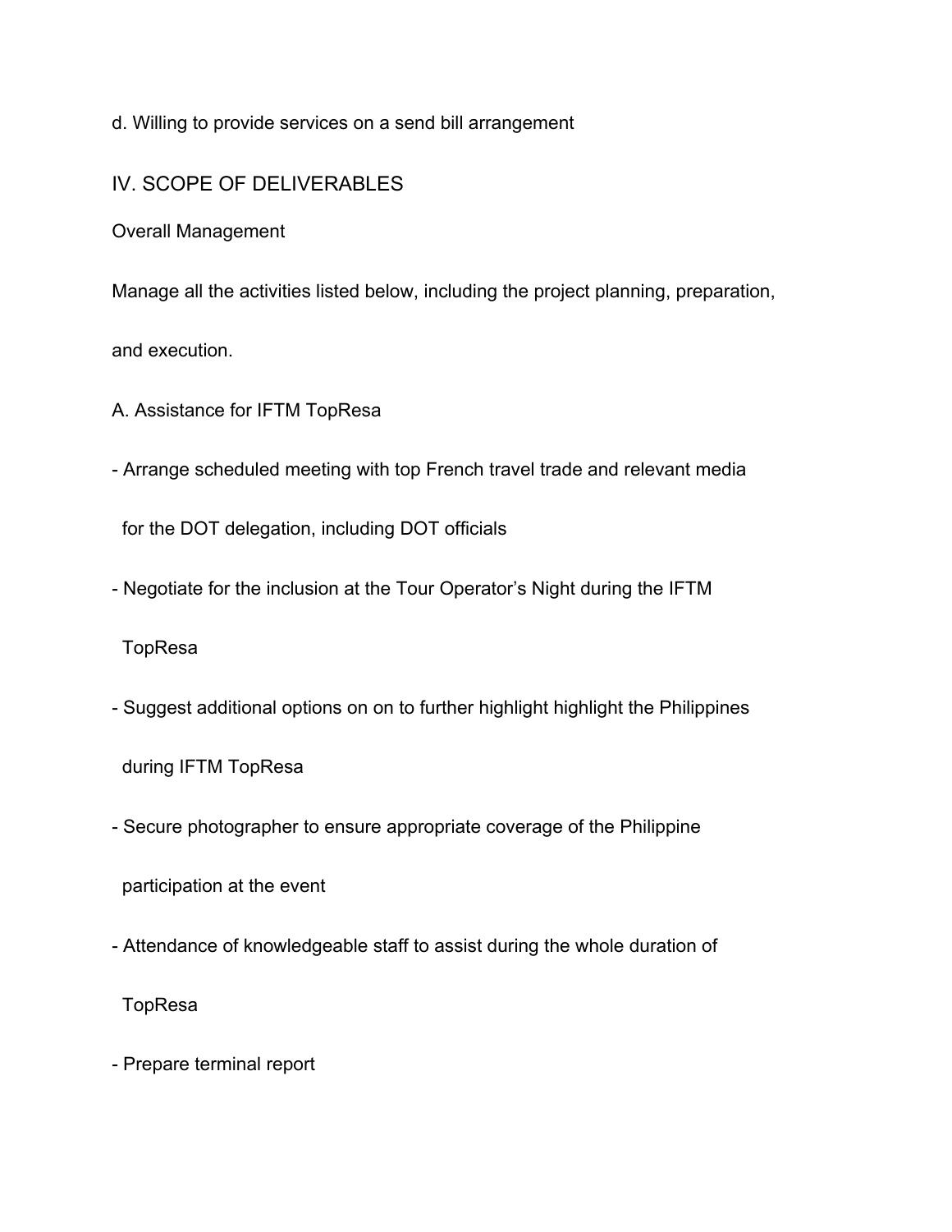d. Willing to provide services on a send bill arrangement

## IV. SCOPE OF DELIVERABLES

### Overall Management

Manage all the activities listed below, including the project planning, preparation, and execution.

### A. Assistance for IFTM TopResa

- Arrange scheduled meeting with top French travel trade and relevant media for the DOT delegation, including DOT officials
- Negotiate for the inclusion at the Tour Operator's Night during the IFTM TopResa
- Suggest additional options on on to further highlight highlight the Philippines during IFTM TopResa
- Secure photographer to ensure appropriate coverage of the Philippine participation at the event
- Attendance of knowledgeable staff to assist during the whole duration of TopResa
- Prepare terminal report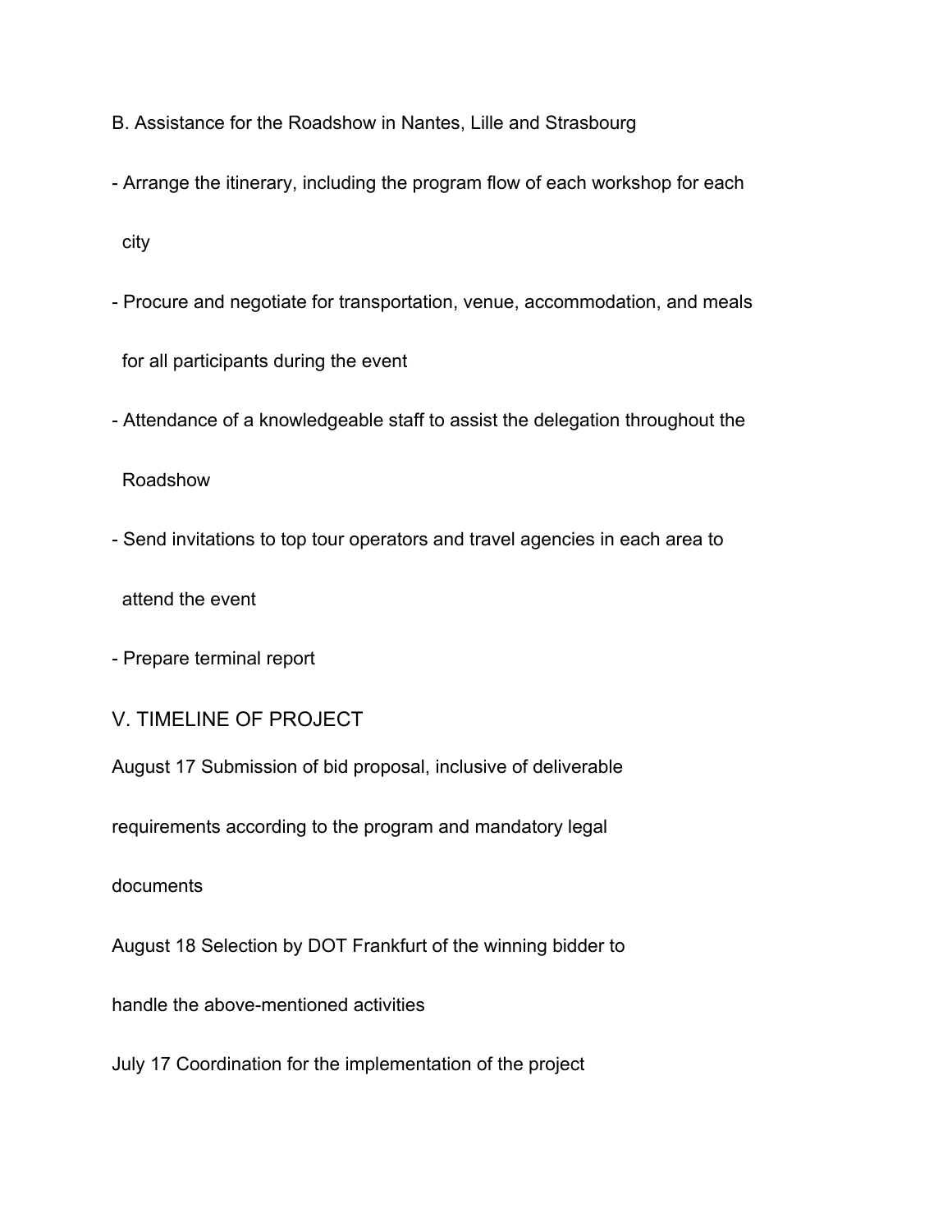B. Assistance for the Roadshow in Nantes, Lille and Strasbourg

- Arrange the itinerary, including the program flow of each workshop for each city
- Procure and negotiate for transportation, venue, accommodation, and meals for all participants during the event
- Attendance of a knowledgeable staff to assist the delegation throughout the Roadshow
- Send invitations to top tour operators and travel agencies in each area to attend the event
- Prepare terminal report

V. TIMELINE OF PROJECT

August 17 Submission of bid proposal, inclusive of deliverable requirements according to the program and mandatory legal documents

August 18 Selection by DOT Frankfurt of the winning bidder to handle the above-mentioned activities

July 17 Coordination for the implementation of the project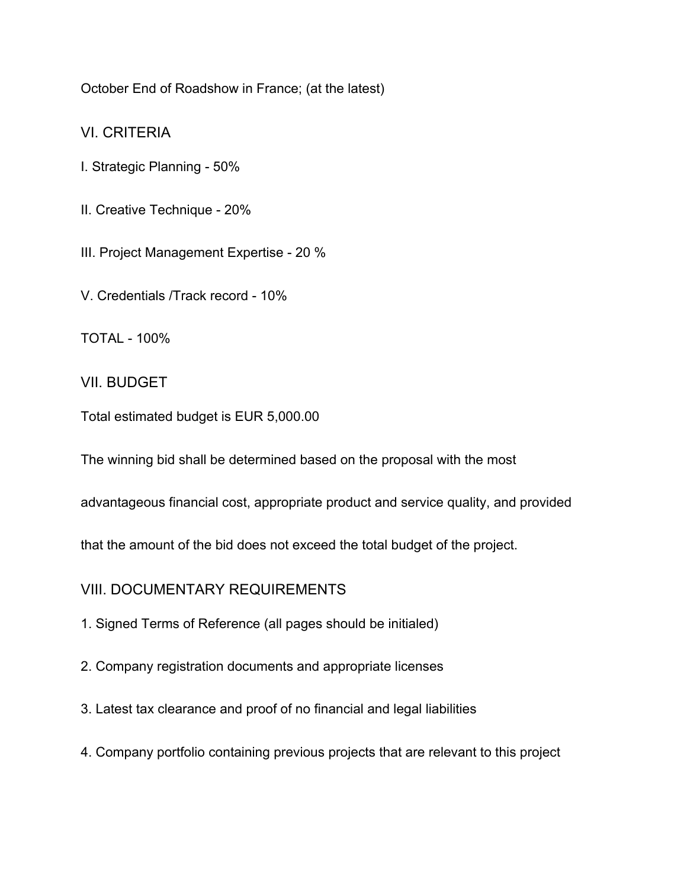October End of Roadshow in France; (at the latest)

## VI. CRITERIA

I. Strategic Planning - 50%

II. Creative Technique - 20%

III. Project Management Expertise - 20 %

V. Credentials /Track record - 10%

TOTAL - 100%

## VII. BUDGET

Total estimated budget is EUR 5,000.00

The winning bid shall be determined based on the proposal with the most advantageous financial cost, appropriate product and service quality, and provided that the amount of the bid does not exceed the total budget of the project.

## VIII. DOCUMENTARY REQUIREMENTS

1. Signed Terms of Reference (all pages should be initialed)
2. Company registration documents and appropriate licenses
3. Latest tax clearance and proof of no financial and legal liabilities
4. Company portfolio containing previous projects that are relevant to this project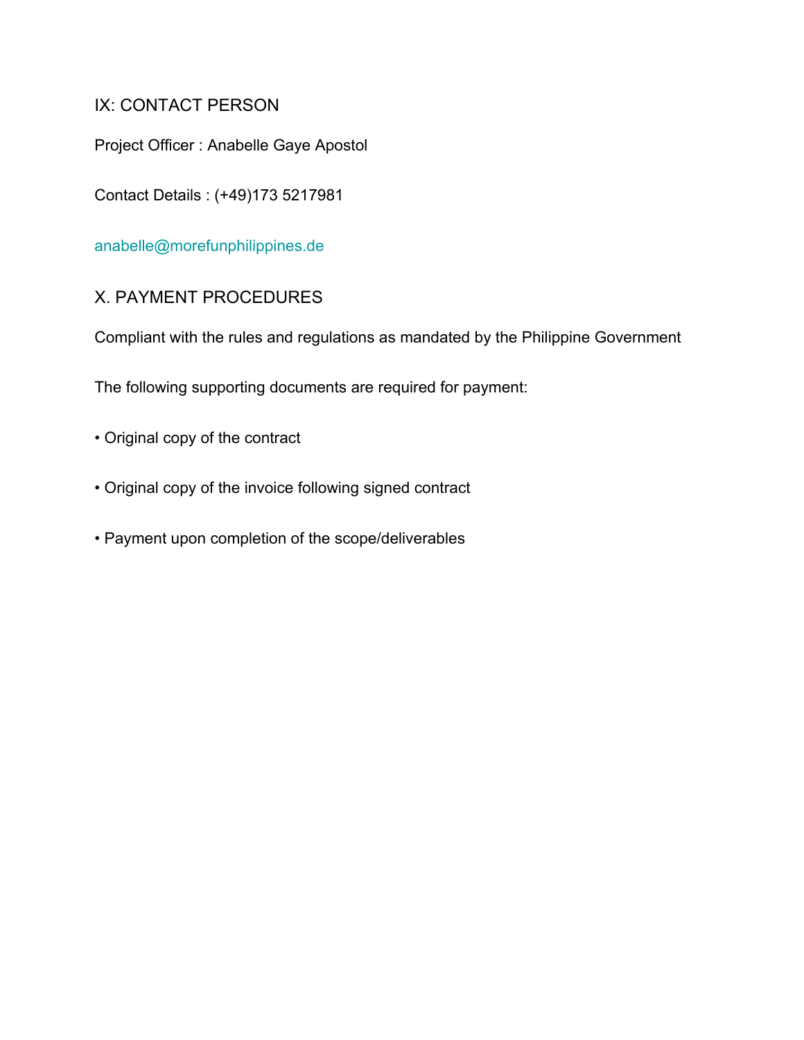## IX: CONTACT PERSON

Project Officer : Anabelle Gaye Apostol

Contact Details : (+49)173 5217981

anabelle@morefunphilippines.de

## X. PAYMENT PROCEDURES

Compliant with the rules and regulations as mandated by the Philippine Government

The following supporting documents are required for payment:

- Original copy of the contract
- Original copy of the invoice following signed contract
- Payment upon completion of the scope/deliverables